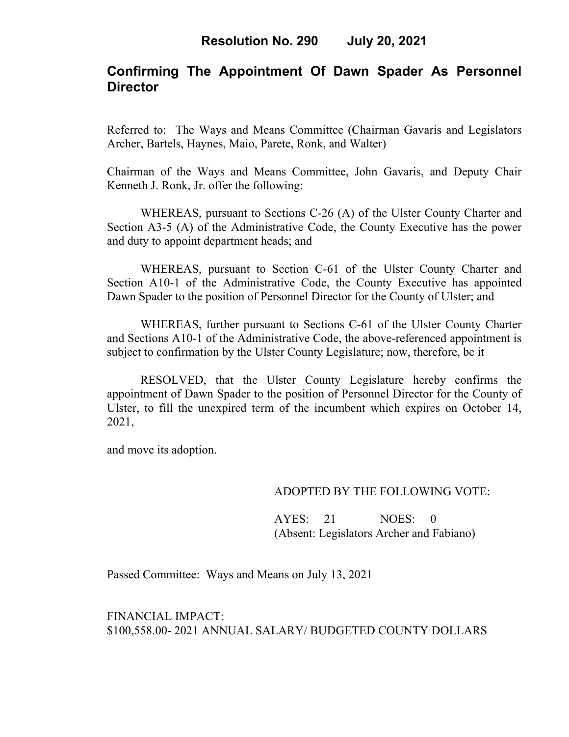**Resolution No. 290 July 20, 2021**

# Confirming The Appointment Of Dawn Spader As Personnel Director

Referred to: The Ways and Means Committee (Chairman Gavaris and Legislators Archer, Bartels, Haynes, Maio, Parete, Ronk, and Walter)

Chairman of the Ways and Means Committee, John Gavaris, and Deputy Chair Kenneth J. Ronk, Jr. offer the following:

WHEREAS, pursuant to Sections C-26 (A) of the Ulster County Charter and Section A3-5 (A) of the Administrative Code, the County Executive has the power and duty to appoint department heads; and

WHEREAS, pursuant to Section C-61 of the Ulster County Charter and Section A10-1 of the Administrative Code, the County Executive has appointed Dawn Spader to the position of Personnel Director for the County of Ulster; and

WHEREAS, further pursuant to Sections C-61 of the Ulster County Charter and Sections A10-1 of the Administrative Code, the above-referenced appointment is subject to confirmation by the Ulster County Legislature; now, therefore, be it

RESOLVED, that the Ulster County Legislature hereby confirms the appointment of Dawn Spader to the position of Personnel Director for the County of Ulster, to fill the unexpired term of the incumbent which expires on October 14, 2021,

and move its adoption.

ADOPTED BY THE FOLLOWING VOTE:

AYES: 21 NOES: 0
(Absent: Legislators Archer and Fabiano)

Passed Committee: Ways and Means on July 13, 2021

FINANCIAL IMPACT:
$100,558.00- 2021 ANNUAL SALARY/ BUDGETED COUNTY DOLLARS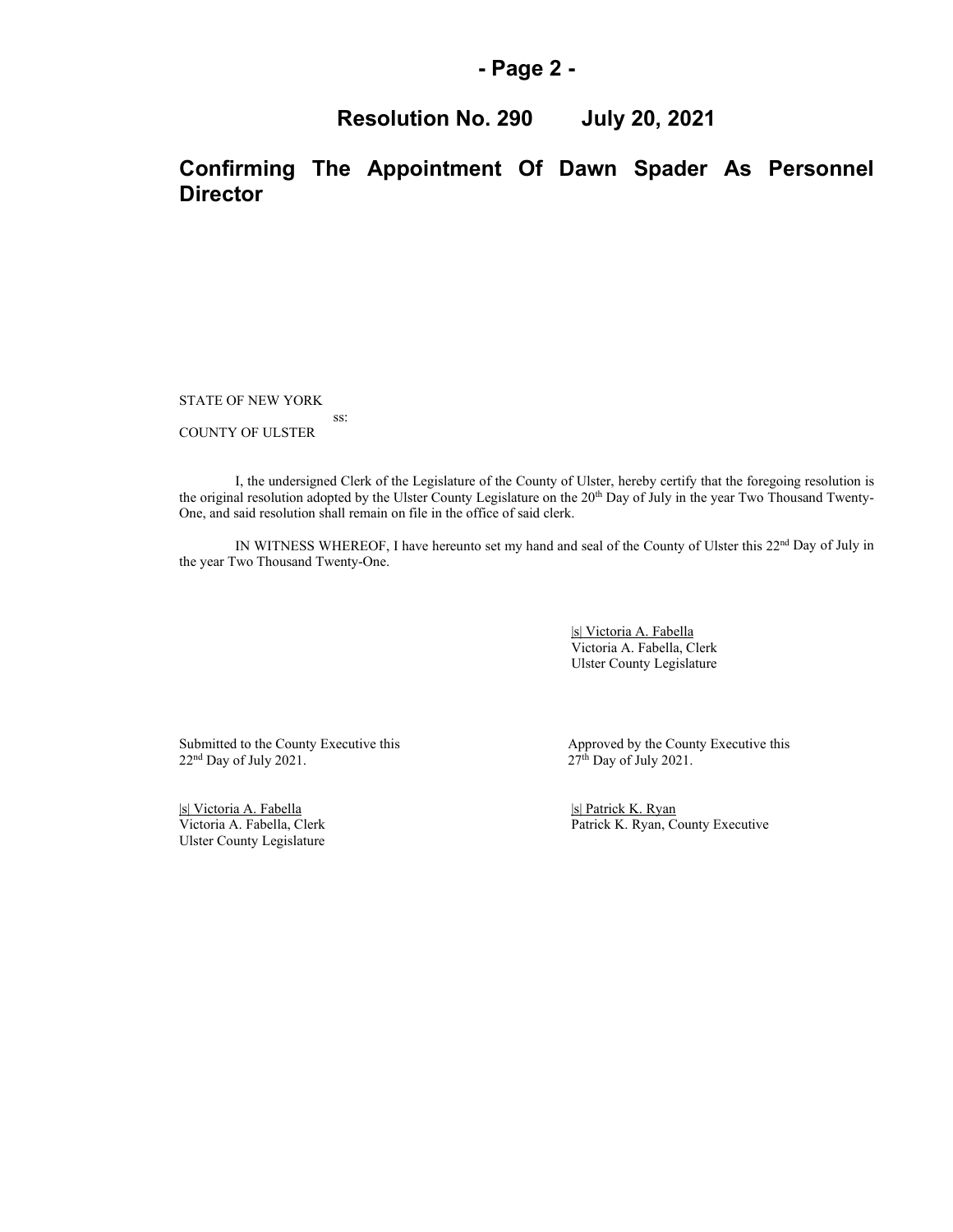## Resolution No. 290 July 20, 2021

## Confirming The Appointment Of Dawn Spader As Personnel Director

STATE OF NEW YORK
ss:
COUNTY OF ULSTER

I, the undersigned Clerk of the Legislature of the County of Ulster, hereby certify that the foregoing resolution is the original resolution adopted by the Ulster County Legislature on the 20th Day of July in the year Two Thousand Twenty-One, and said resolution shall remain on file in the office of said clerk.

IN WITNESS WHEREOF, I have hereunto set my hand and seal of the County of Ulster this 22nd Day of July in the year Two Thousand Twenty-One.

|s| Victoria A. Fabella
Victoria A. Fabella, Clerk
Ulster County Legislature

Submitted to the County Executive this 22nd Day of July 2021.

|s| Victoria A. Fabella
Victoria A. Fabella, Clerk
Ulster County Legislature

Approved by the County Executive this 27th Day of July 2021.

|s| Patrick K. Ryan
Patrick K. Ryan, County Executive